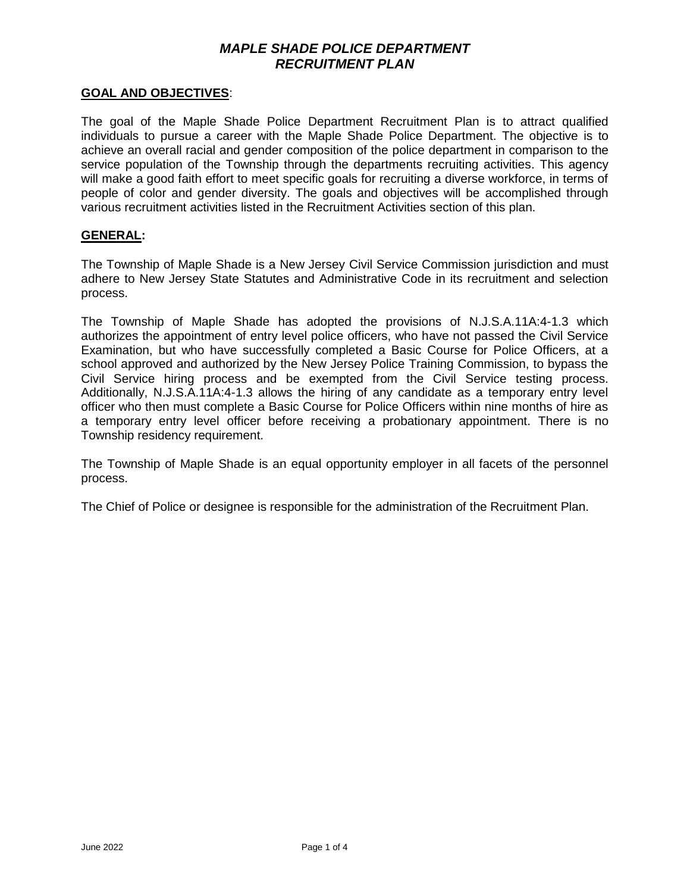# *MAPLE SHADE POLICE DEPARTMENT*
# *RECRUITMENT PLAN*

**GOAL AND OBJECTIVES**:

The goal of the Maple Shade Police Department Recruitment Plan is to attract qualified individuals to pursue a career with the Maple Shade Police Department. The objective is to achieve an overall racial and gender composition of the police department in comparison to the service population of the Township through the departments recruiting activities. This agency will make a good faith effort to meet specific goals for recruiting a diverse workforce, in terms of people of color and gender diversity. The goals and objectives will be accomplished through various recruitment activities listed in the Recruitment Activities section of this plan.

**GENERAL:**

The Township of Maple Shade is a New Jersey Civil Service Commission jurisdiction and must adhere to New Jersey State Statutes and Administrative Code in its recruitment and selection process.

The Township of Maple Shade has adopted the provisions of N.J.S.A.11A:4-1.3 which authorizes the appointment of entry level police officers, who have not passed the Civil Service Examination, but who have successfully completed a Basic Course for Police Officers, at a school approved and authorized by the New Jersey Police Training Commission, to bypass the Civil Service hiring process and be exempted from the Civil Service testing process. Additionally, N.J.S.A.11A:4-1.3 allows the hiring of any candidate as a temporary entry level officer who then must complete a Basic Course for Police Officers within nine months of hire as a temporary entry level officer before receiving a probationary appointment. There is no Township residency requirement.

The Township of Maple Shade is an equal opportunity employer in all facets of the personnel process.

The Chief of Police or designee is responsible for the administration of the Recruitment Plan.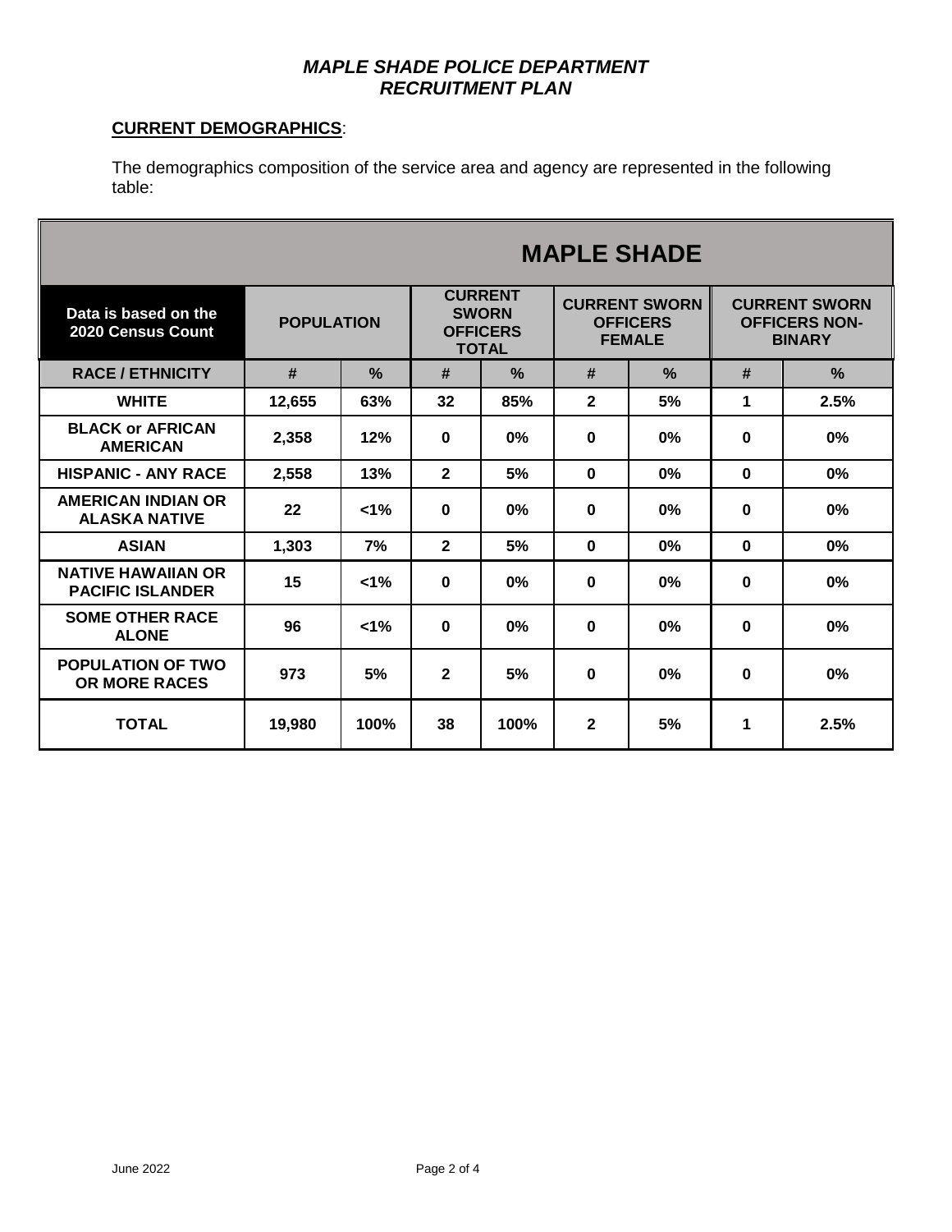# *MAPLE SHADE POLICE DEPARTMENT*
# *RECRUITMENT PLAN*

**CURRENT DEMOGRAPHICS**:

The demographics composition of the service area and agency are represented in the following table:

| MAPLE SHADE | | | | | | | | |
|---|---|---|---|---|---|---|---|---|
| **Data is based on the 2020 Census Count** | **POPULATION** | | **CURRENT SWORN OFFICERS TOTAL** | | **CURRENT SWORN OFFICERS FEMALE** | | **CURRENT SWORN OFFICERS NON-BINARY** | |
| **RACE / ETHNICITY** | **#** | **%** | **#** | **%** | **#** | **%** | **#** | **%** |
| **WHITE** | **12,655** | **63%** | **32** | **85%** | **2** | **5%** | **1** | **2.5%** |
| **BLACK or AFRICAN AMERICAN** | **2,358** | **12%** | **0** | **0%** | **0** | **0%** | **0** | **0%** |
| **HISPANIC - ANY RACE** | **2,558** | **13%** | **2** | **5%** | **0** | **0%** | **0** | **0%** |
| **AMERICAN INDIAN OR ALASKA NATIVE** | **22** | **<1%** | **0** | **0%** | **0** | **0%** | **0** | **0%** |
| **ASIAN** | **1,303** | **7%** | **2** | **5%** | **0** | **0%** | **0** | **0%** |
| **NATIVE HAWAIIAN OR PACIFIC ISLANDER** | **15** | **<1%** | **0** | **0%** | **0** | **0%** | **0** | **0%** |
| **SOME OTHER RACE ALONE** | **96** | **<1%** | **0** | **0%** | **0** | **0%** | **0** | **0%** |
| **POPULATION OF TWO OR MORE RACES** | **973** | **5%** | **2** | **5%** | **0** | **0%** | **0** | **0%** |
| **TOTAL** | **19,980** | **100%** | **38** | **100%** | **2** | **5%** | **1** | **2.5%** |

June 2022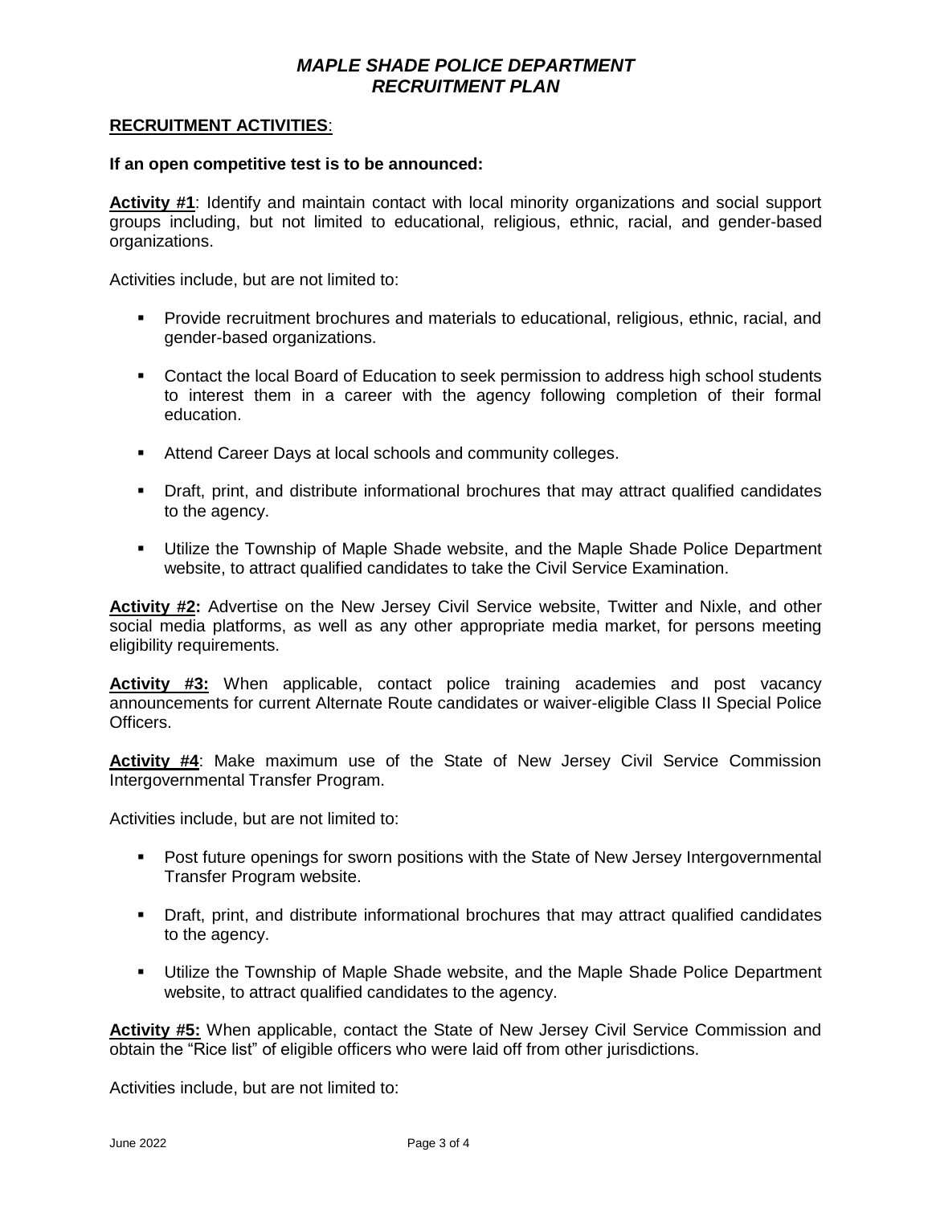## RECRUITMENT ACTIVITIES:

**If an open competitive test is to be announced:**

**Activity #1**: Identify and maintain contact with local minority organizations and social support groups including, but not limited to educational, religious, ethnic, racial, and gender-based organizations.

Activities include, but are not limited to:

- Provide recruitment brochures and materials to educational, religious, ethnic, racial, and gender-based organizations.
- Contact the local Board of Education to seek permission to address high school students to interest them in a career with the agency following completion of their formal education.
- Attend Career Days at local schools and community colleges.
- Draft, print, and distribute informational brochures that may attract qualified candidates to the agency.
- Utilize the Township of Maple Shade website, and the Maple Shade Police Department website, to attract qualified candidates to take the Civil Service Examination.

**Activity #2:** Advertise on the New Jersey Civil Service website, Twitter and Nixle, and other social media platforms, as well as any other appropriate media market, for persons meeting eligibility requirements.

**Activity #3:** When applicable, contact police training academies and post vacancy announcements for current Alternate Route candidates or waiver-eligible Class II Special Police Officers.

**Activity #4**: Make maximum use of the State of New Jersey Civil Service Commission Intergovernmental Transfer Program.

Activities include, but are not limited to:

- Post future openings for sworn positions with the State of New Jersey Intergovernmental Transfer Program website.
- Draft, print, and distribute informational brochures that may attract qualified candidates to the agency.
- Utilize the Township of Maple Shade website, and the Maple Shade Police Department website, to attract qualified candidates to the agency.

**Activity #5:** When applicable, contact the State of New Jersey Civil Service Commission and obtain the "Rice list" of eligible officers who were laid off from other jurisdictions.

Activities include, but are not limited to: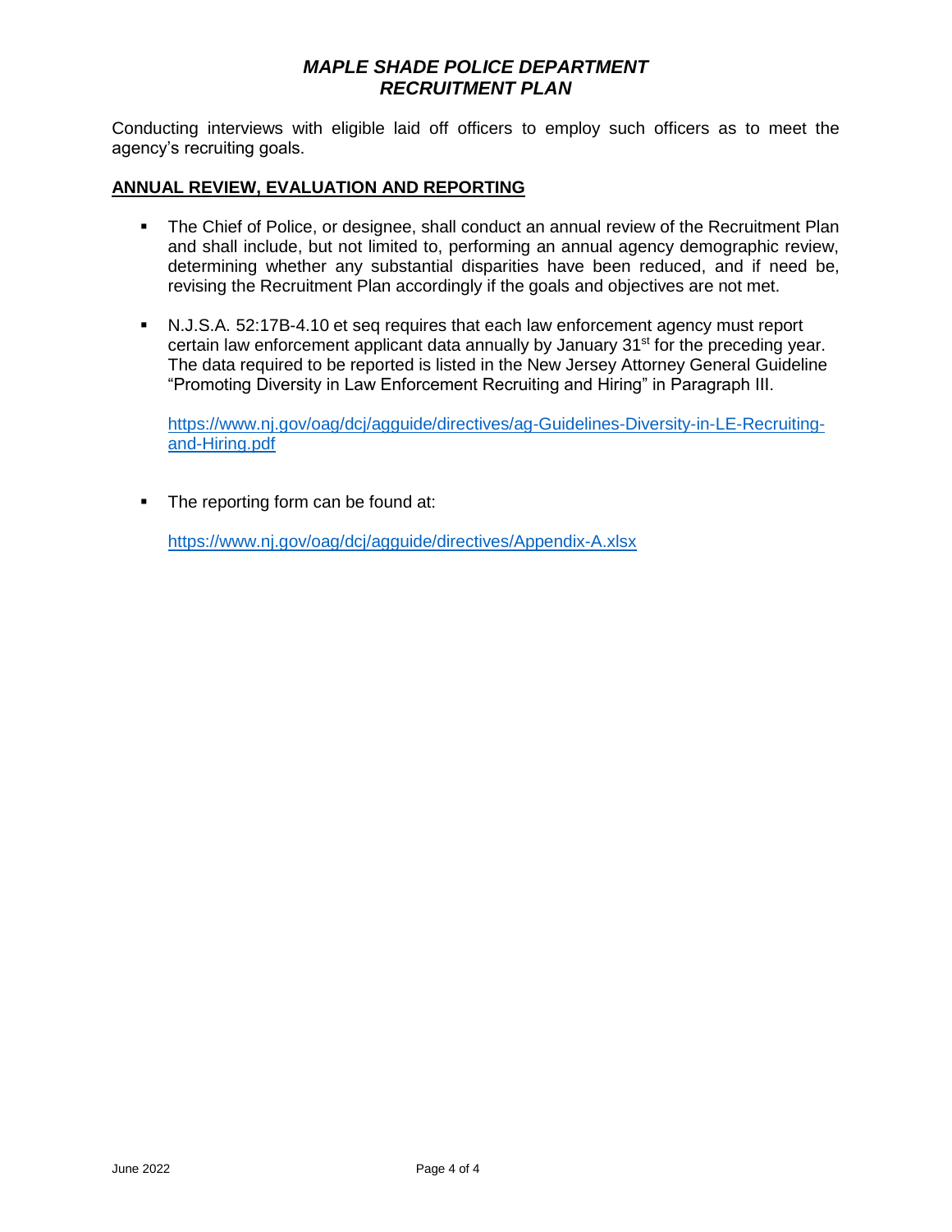Conducting interviews with eligible laid off officers to employ such officers as to meet the agency's recruiting goals.

**ANNUAL REVIEW, EVALUATION AND REPORTING**

- The Chief of Police, or designee, shall conduct an annual review of the Recruitment Plan and shall include, but not limited to, performing an annual agency demographic review, determining whether any substantial disparities have been reduced, and if need be, revising the Recruitment Plan accordingly if the goals and objectives are not met.

- N.J.S.A. 52:17B-4.10 et seq requires that each law enforcement agency must report certain law enforcement applicant data annually by January 31st for the preceding year. The data required to be reported is listed in the New Jersey Attorney General Guideline "Promoting Diversity in Law Enforcement Recruiting and Hiring" in Paragraph III.

  https://www.nj.gov/oag/dcj/agguide/directives/ag-Guidelines-Diversity-in-LE-Recruiting-and-Hiring.pdf

- The reporting form can be found at:

  https://www.nj.gov/oag/dcj/agguide/directives/Appendix-A.xlsx